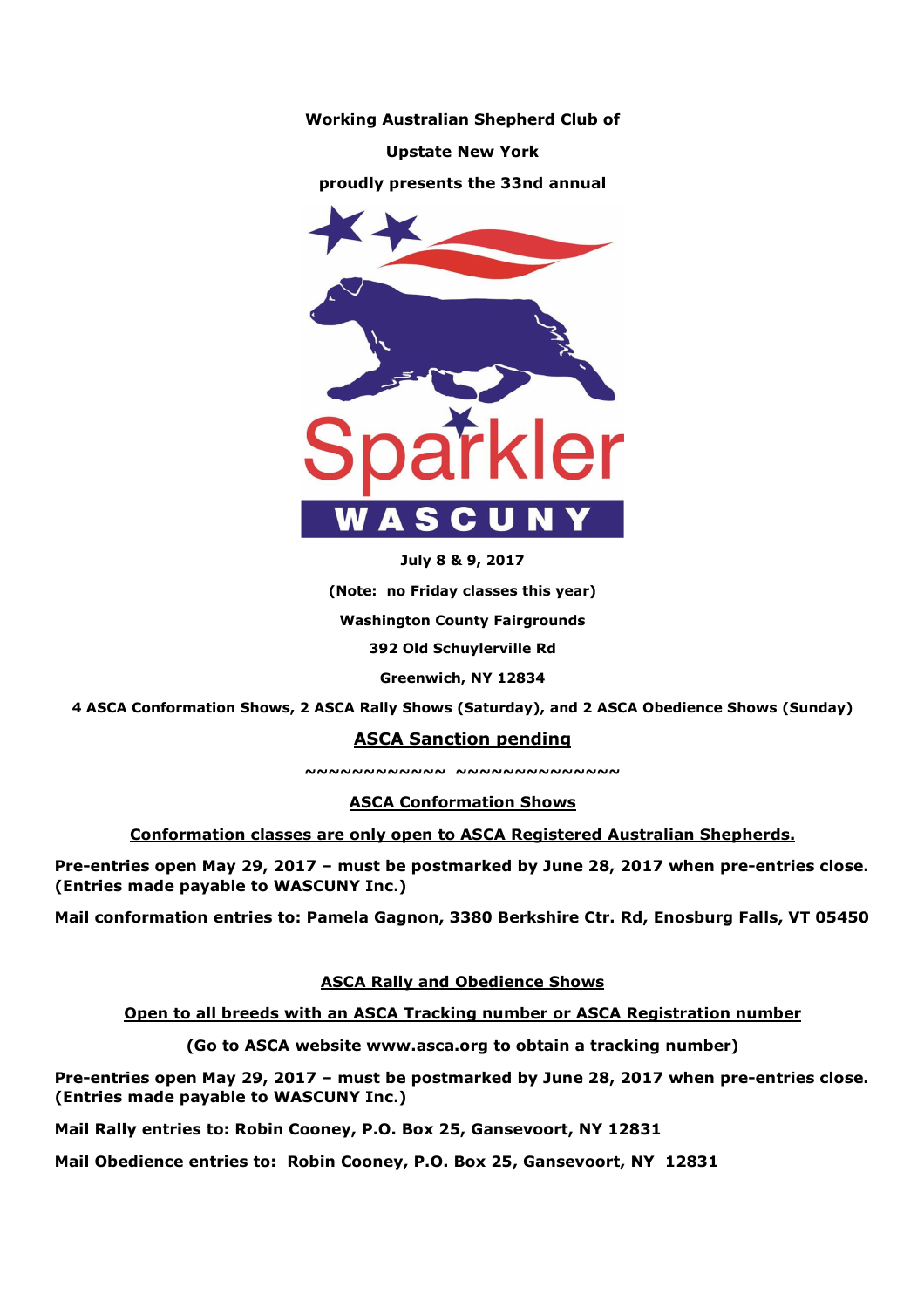**Working Australian Shepherd Club of**

**Upstate New York**

**proudly presents the 33nd annual**

Sparkler

WASCUNY

**July 8 & 9, 2017**

**(Note: no Friday classes this year)**

**Washington County Fairgrounds**

**392 Old Schuylerville Rd**

**Greenwich, NY 12834**

**4 ASCA Conformation Shows, 2 ASCA Rally Shows (Saturday), and 2 ASCA Obedience Shows (Sunday)**

## ASCA Sanction pending

~~~~~~~~~~~~~ ~~~~~~~~~~~~~~

## ASCA Conformation Shows

**Conformation classes are only open to ASCA Registered Australian Shepherds.**

**Pre-entries open May 29, 2017 – must be postmarked by June 28, 2017 when pre-entries close. (Entries made payable to WASCUNY Inc.)**

**Mail conformation entries to: Pamela Gagnon, 3380 Berkshire Ctr. Rd, Enosburg Falls, VT 05450**

## ASCA Rally and Obedience Shows

**Open to all breeds with an ASCA Tracking number or ASCA Registration number**

**(Go to ASCA website www.asca.org to obtain a tracking number)**

**Pre-entries open May 29, 2017 – must be postmarked by June 28, 2017 when pre-entries close. (Entries made payable to WASCUNY Inc.)**

**Mail Rally entries to: Robin Cooney, P.O. Box 25, Gansevoort, NY 12831**

**Mail Obedience entries to: Robin Cooney, P.O. Box 25, Gansevoort, NY 12831**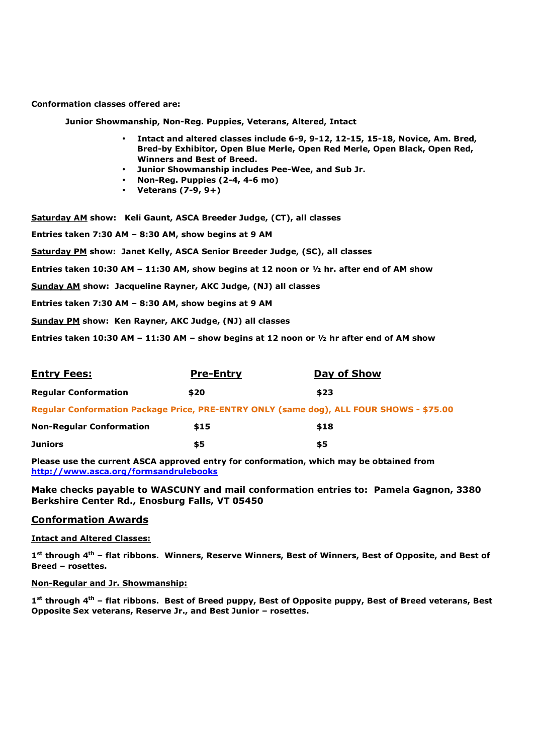**Conformation classes offered are:**

**Junior Showmanship, Non-Reg. Puppies, Veterans, Altered, Intact**

- **Intact and altered classes include 6-9, 9-12, 12-15, 15-18, Novice, Am. Bred, Bred-by Exhibitor, Open Blue Merle, Open Red Merle, Open Black, Open Red, Winners and Best of Breed.**
- **Junior Showmanship includes Pee-Wee, and Sub Jr.**
- **Non-Reg. Puppies (2-4, 4-6 mo)**
- **Veterans (7-9, 9+)**

**Saturday AM show: Keli Gaunt, ASCA Breeder Judge, (CT), all classes**

**Entries taken 7:30 AM – 8:30 AM, show begins at 9 AM**

**Saturday PM show: Janet Kelly, ASCA Senior Breeder Judge, (SC), all classes**

**Entries taken 10:30 AM – 11:30 AM, show begins at 12 noon or ½ hr. after end of AM show**

**Sunday AM show: Jacqueline Rayner, AKC Judge, (NJ) all classes**

**Entries taken 7:30 AM – 8:30 AM, show begins at 9 AM**

**Sunday PM show: Ken Rayner, AKC Judge, (NJ) all classes**

**Entries taken 10:30 AM – 11:30 AM – show begins at 12 noon or ½ hr after end of AM show**

| Entry Fees: | Pre-Entry | Day of Show |
|---|---|---|
| **Regular Conformation** | **$20** | **$23** |
| **Regular Conformation Package Price, PRE-ENTRY ONLY (same dog), ALL FOUR SHOWS - $75.00** | | |
| **Non-Regular Conformation** | **$15** | **$18** |
| **Juniors** | **$5** | **$5** |

**Please use the current ASCA approved entry for conformation, which may be obtained from http://www.asca.org/formsandrulebooks**

**Make checks payable to WASCUNY and mail conformation entries to: Pamela Gagnon, 3380 Berkshire Center Rd., Enosburg Falls, VT 05450**

## Conformation Awards

**Intact and Altered Classes:**

**1st through 4th – flat ribbons. Winners, Reserve Winners, Best of Winners, Best of Opposite, and Best of Breed – rosettes.**

**Non-Regular and Jr. Showmanship:**

**1st through 4th – flat ribbons. Best of Breed puppy, Best of Opposite puppy, Best of Breed veterans, Best Opposite Sex veterans, Reserve Jr., and Best Junior – rosettes.**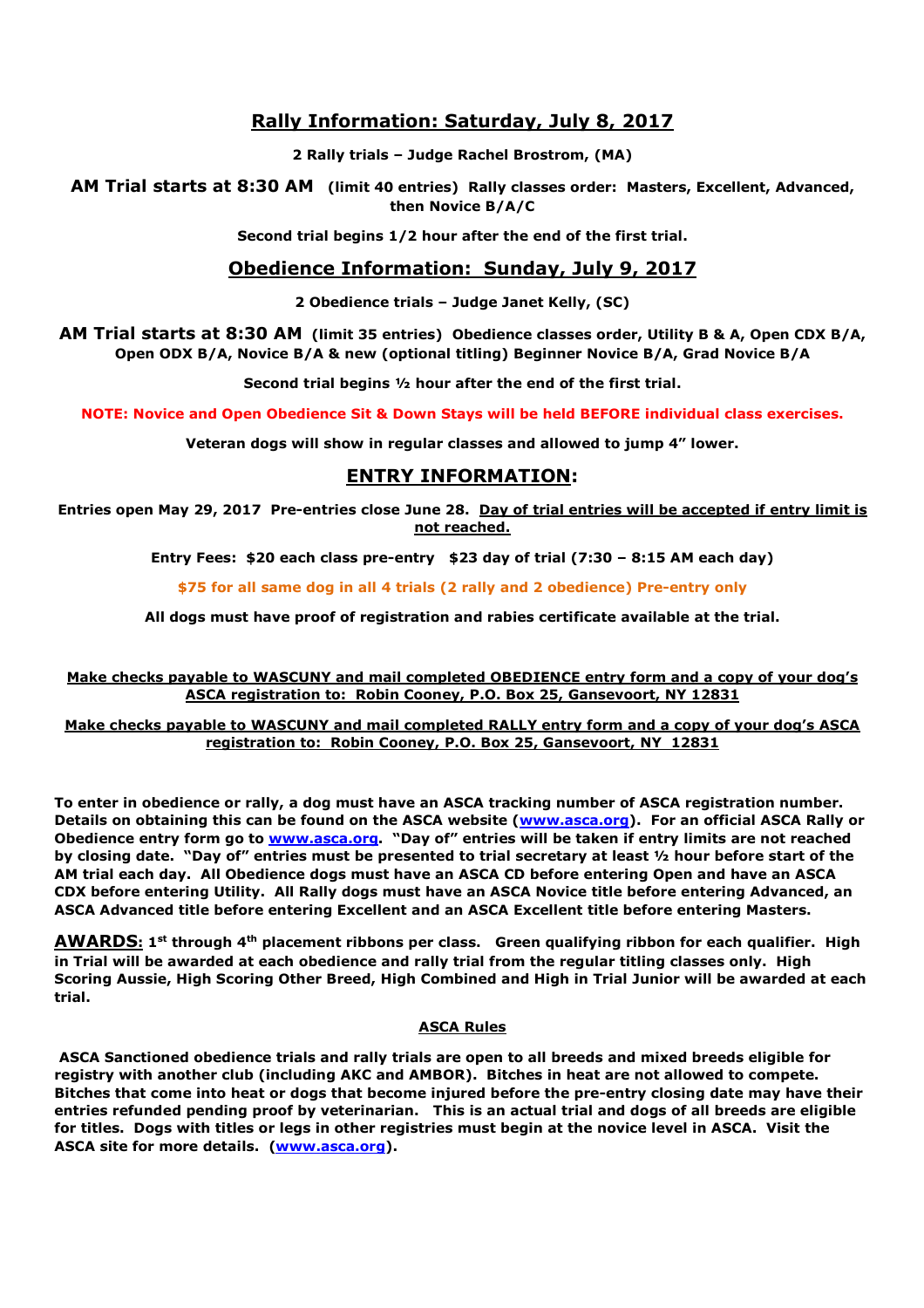## Rally Information: Saturday, July 8, 2017

**2 Rally trials – Judge Rachel Brostrom, (MA)**

**AM Trial starts at 8:30 AM (limit 40 entries) Rally classes order: Masters, Excellent, Advanced, then Novice B/A/C**

**Second trial begins 1/2 hour after the end of the first trial.**

## Obedience Information: Sunday, July 9, 2017

**2 Obedience trials – Judge Janet Kelly, (SC)**

**AM Trial starts at 8:30 AM (limit 35 entries) Obedience classes order, Utility B & A, Open CDX B/A, Open ODX B/A, Novice B/A & new (optional titling) Beginner Novice B/A, Grad Novice B/A**

**Second trial begins ½ hour after the end of the first trial.**

**NOTE: Novice and Open Obedience Sit & Down Stays will be held BEFORE individual class exercises.**

**Veteran dogs will show in regular classes and allowed to jump 4" lower.**

## ENTRY INFORMATION:

**Entries open May 29, 2017 Pre-entries close June 28. Day of trial entries will be accepted if entry limit is not reached.**

**Entry Fees: $20 each class pre-entry $23 day of trial (7:30 – 8:15 AM each day)**

**$75 for all same dog in all 4 trials (2 rally and 2 obedience) Pre-entry only**

**All dogs must have proof of registration and rabies certificate available at the trial.**

**Make checks payable to WASCUNY and mail completed OBEDIENCE entry form and a copy of your dog's ASCA registration to: Robin Cooney, P.O. Box 25, Gansevoort, NY 12831**

**Make checks payable to WASCUNY and mail completed RALLY entry form and a copy of your dog's ASCA registration to: Robin Cooney, P.O. Box 25, Gansevoort, NY 12831**

**To enter in obedience or rally, a dog must have an ASCA tracking number of ASCA registration number. Details on obtaining this can be found on the ASCA website (www.asca.org). For an official ASCA Rally or Obedience entry form go to www.asca.org. "Day of" entries will be taken if entry limits are not reached by closing date. "Day of" entries must be presented to trial secretary at least ½ hour before start of the AM trial each day. All Obedience dogs must have an ASCA CD before entering Open and have an ASCA CDX before entering Utility. All Rally dogs must have an ASCA Novice title before entering Advanced, an ASCA Advanced title before entering Excellent and an ASCA Excellent title before entering Masters.**

**AWARDS: 1st through 4th placement ribbons per class. Green qualifying ribbon for each qualifier. High in Trial will be awarded at each obedience and rally trial from the regular titling classes only. High Scoring Aussie, High Scoring Other Breed, High Combined and High in Trial Junior will be awarded at each trial.**

### ASCA Rules

**ASCA Sanctioned obedience trials and rally trials are open to all breeds and mixed breeds eligible for registry with another club (including AKC and AMBOR). Bitches in heat are not allowed to compete. Bitches that come into heat or dogs that become injured before the pre-entry closing date may have their entries refunded pending proof by veterinarian. This is an actual trial and dogs of all breeds are eligible for titles. Dogs with titles or legs in other registries must begin at the novice level in ASCA. Visit the ASCA site for more details. (www.asca.org).**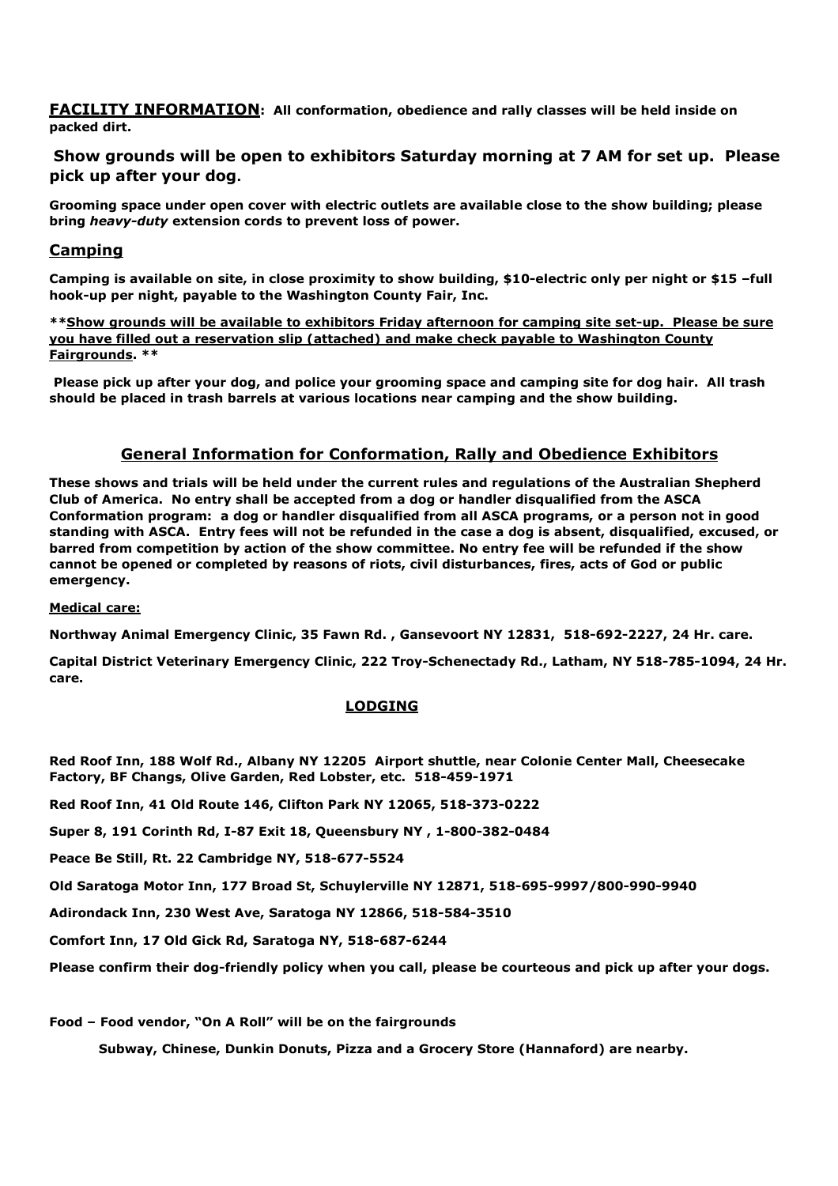**FACILITY INFORMATION: All conformation, obedience and rally classes will be held inside on packed dirt.**

**Show grounds will be open to exhibitors Saturday morning at 7 AM for set up. Please pick up after your dog.**

**Grooming space under open cover with electric outlets are available close to the show building; please bring *heavy-duty* extension cords to prevent loss of power.**

## Camping

**Camping is available on site, in close proximity to show building, $10-electric only per night or $15 –full hook-up per night, payable to the Washington County Fair, Inc.**

****Show grounds will be available to exhibitors Friday afternoon for camping site set-up. Please be sure you have filled out a reservation slip (attached) and make check payable to Washington County Fairgrounds. ****

**Please pick up after your dog, and police your grooming space and camping site for dog hair. All trash should be placed in trash barrels at various locations near camping and the show building.**

## General Information for Conformation, Rally and Obedience Exhibitors

**These shows and trials will be held under the current rules and regulations of the Australian Shepherd Club of America. No entry shall be accepted from a dog or handler disqualified from the ASCA Conformation program: a dog or handler disqualified from all ASCA programs, or a person not in good standing with ASCA. Entry fees will not be refunded in the case a dog is absent, disqualified, excused, or barred from competition by action of the show committee. No entry fee will be refunded if the show cannot be opened or completed by reasons of riots, civil disturbances, fires, acts of God or public emergency.**

**Medical care:**

**Northway Animal Emergency Clinic, 35 Fawn Rd. , Gansevoort NY 12831, 518-692-2227, 24 Hr. care.**

**Capital District Veterinary Emergency Clinic, 222 Troy-Schenectady Rd., Latham, NY 518-785-1094, 24 Hr. care.**

## LODGING

**Red Roof Inn, 188 Wolf Rd., Albany NY 12205 Airport shuttle, near Colonie Center Mall, Cheesecake Factory, BF Changs, Olive Garden, Red Lobster, etc. 518-459-1971**

**Red Roof Inn, 41 Old Route 146, Clifton Park NY 12065, 518-373-0222**

**Super 8, 191 Corinth Rd, I-87 Exit 18, Queensbury NY , 1-800-382-0484**

**Peace Be Still, Rt. 22 Cambridge NY, 518-677-5524**

**Old Saratoga Motor Inn, 177 Broad St, Schuylerville NY 12871, 518-695-9997/800-990-9940**

**Adirondack Inn, 230 West Ave, Saratoga NY 12866, 518-584-3510**

**Comfort Inn, 17 Old Gick Rd, Saratoga NY, 518-687-6244**

**Please confirm their dog-friendly policy when you call, please be courteous and pick up after your dogs.**

**Food – Food vendor, "On A Roll" will be on the fairgrounds**

**Subway, Chinese, Dunkin Donuts, Pizza and a Grocery Store (Hannaford) are nearby.**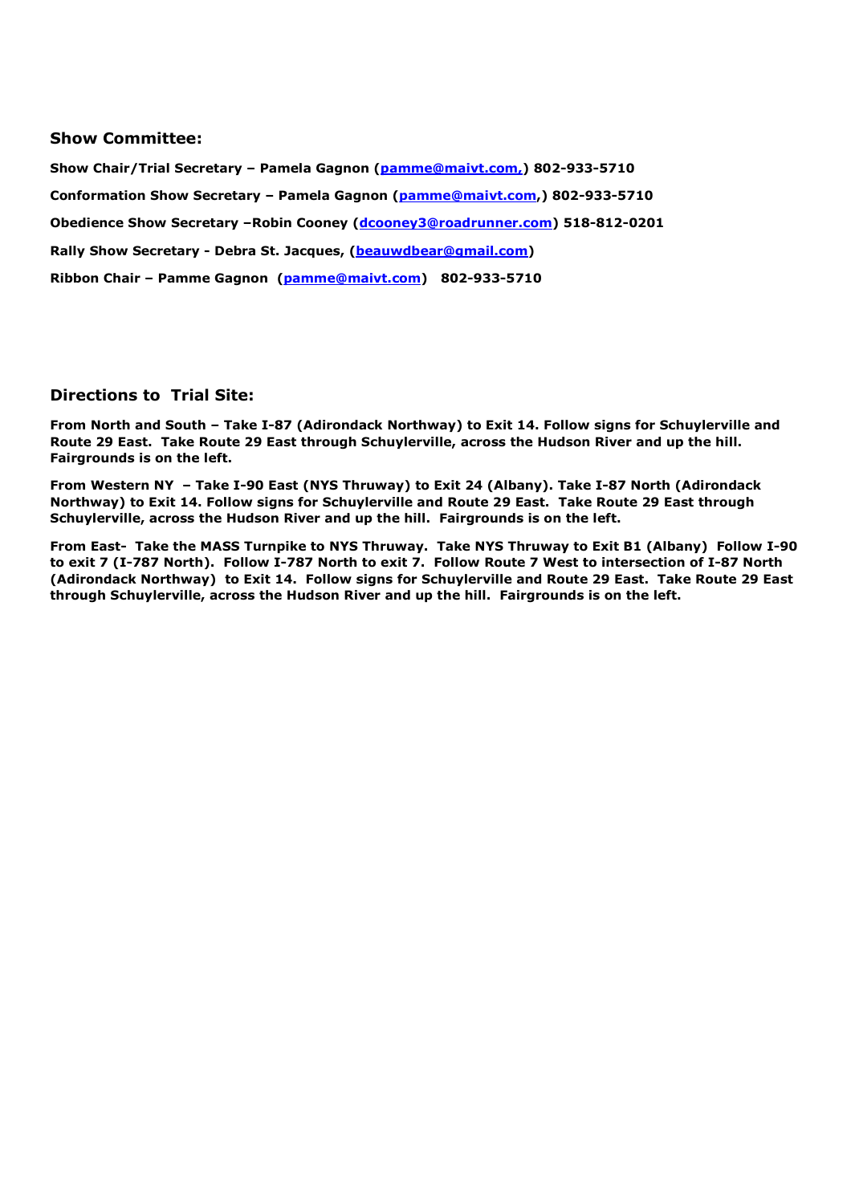## Show Committee:

**Show Chair/Trial Secretary – Pamela Gagnon (pamme@maivt.com,) 802-933-5710**

**Conformation Show Secretary – Pamela Gagnon (pamme@maivt.com,) 802-933-5710**

**Obedience Show Secretary –Robin Cooney (dcooney3@roadrunner.com) 518-812-0201**

**Rally Show Secretary - Debra St. Jacques, (beauwdbear@gmail.com)**

**Ribbon Chair – Pamme Gagnon (pamme@maivt.com) 802-933-5710**

## Directions to Trial Site:

**From North and South – Take I-87 (Adirondack Northway) to Exit 14. Follow signs for Schuylerville and Route 29 East. Take Route 29 East through Schuylerville, across the Hudson River and up the hill. Fairgrounds is on the left.**

**From Western NY – Take I-90 East (NYS Thruway) to Exit 24 (Albany). Take I-87 North (Adirondack Northway) to Exit 14. Follow signs for Schuylerville and Route 29 East. Take Route 29 East through Schuylerville, across the Hudson River and up the hill. Fairgrounds is on the left.**

**From East- Take the MASS Turnpike to NYS Thruway. Take NYS Thruway to Exit B1 (Albany) Follow I-90 to exit 7 (I-787 North). Follow I-787 North to exit 7. Follow Route 7 West to intersection of I-87 North (Adirondack Northway) to Exit 14. Follow signs for Schuylerville and Route 29 East. Take Route 29 East through Schuylerville, across the Hudson River and up the hill. Fairgrounds is on the left.**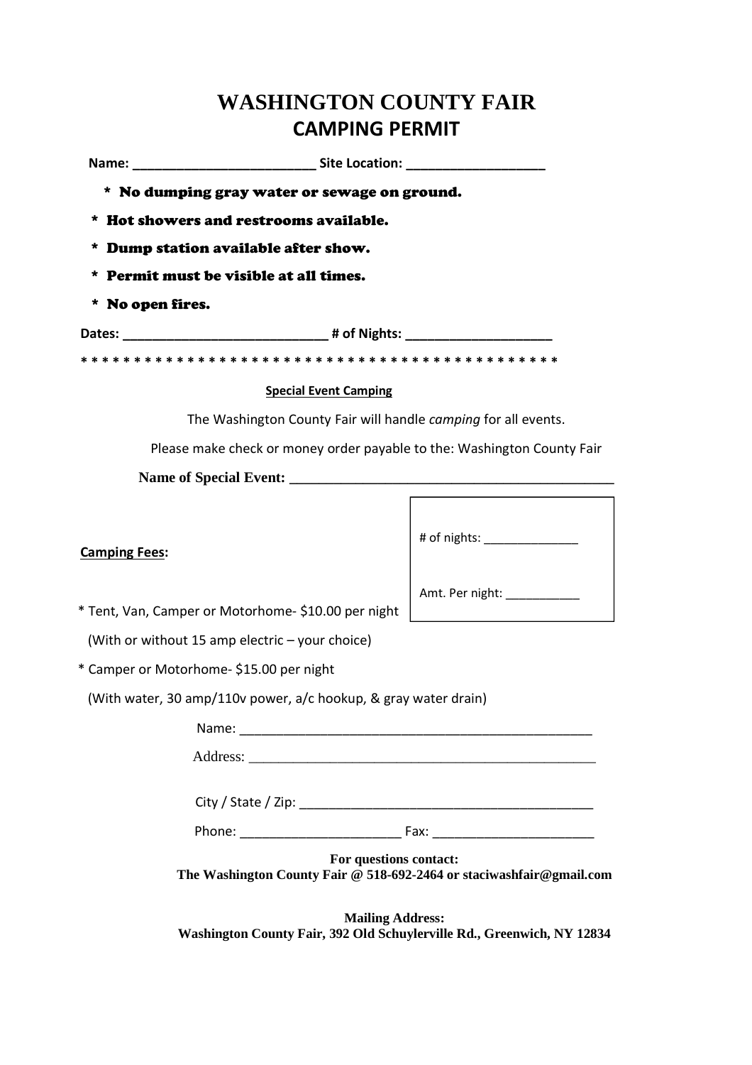# WASHINGTON COUNTY FAIR
## CAMPING PERMIT

**Name: _________________________ Site Location: ___________________**

* **No dumping gray water or sewage on ground.**
* **Hot showers and restrooms available.**
* **Dump station available after show.**
* **Permit must be visible at all times.**
* **No open fires.**

**Dates: ____________________________ # of Nights: ____________________**

* * * * * * * * * * * * * * * * * * * * * * * * * * * * * * * * * * * * * * * * * * * * * *

**Special Event Camping**

The Washington County Fair will handle *camping* for all events.

Please make check or money order payable to the: Washington County Fair

**Name of Special Event: ____________________________________________**

**Camping Fees:**

# of nights: ______________

Amt. Per night: ___________

* Tent, Van, Camper or Motorhome- $10.00 per night

  (With or without 15 amp electric – your choice)

* Camper or Motorhome- $15.00 per night

  (With water, 30 amp/110v power, a/c hookup, & gray water drain)

Name: __________________________________________________

Address: ________________________________________________

City / State / Zip: _________________________________________

Phone: ______________________ Fax: ______________________

**For questions contact:**
**The Washington County Fair @ 518-692-2464 or staciwashfair@gmail.com**

**Mailing Address:**
**Washington County Fair, 392 Old Schuylerville Rd., Greenwich, NY 12834**